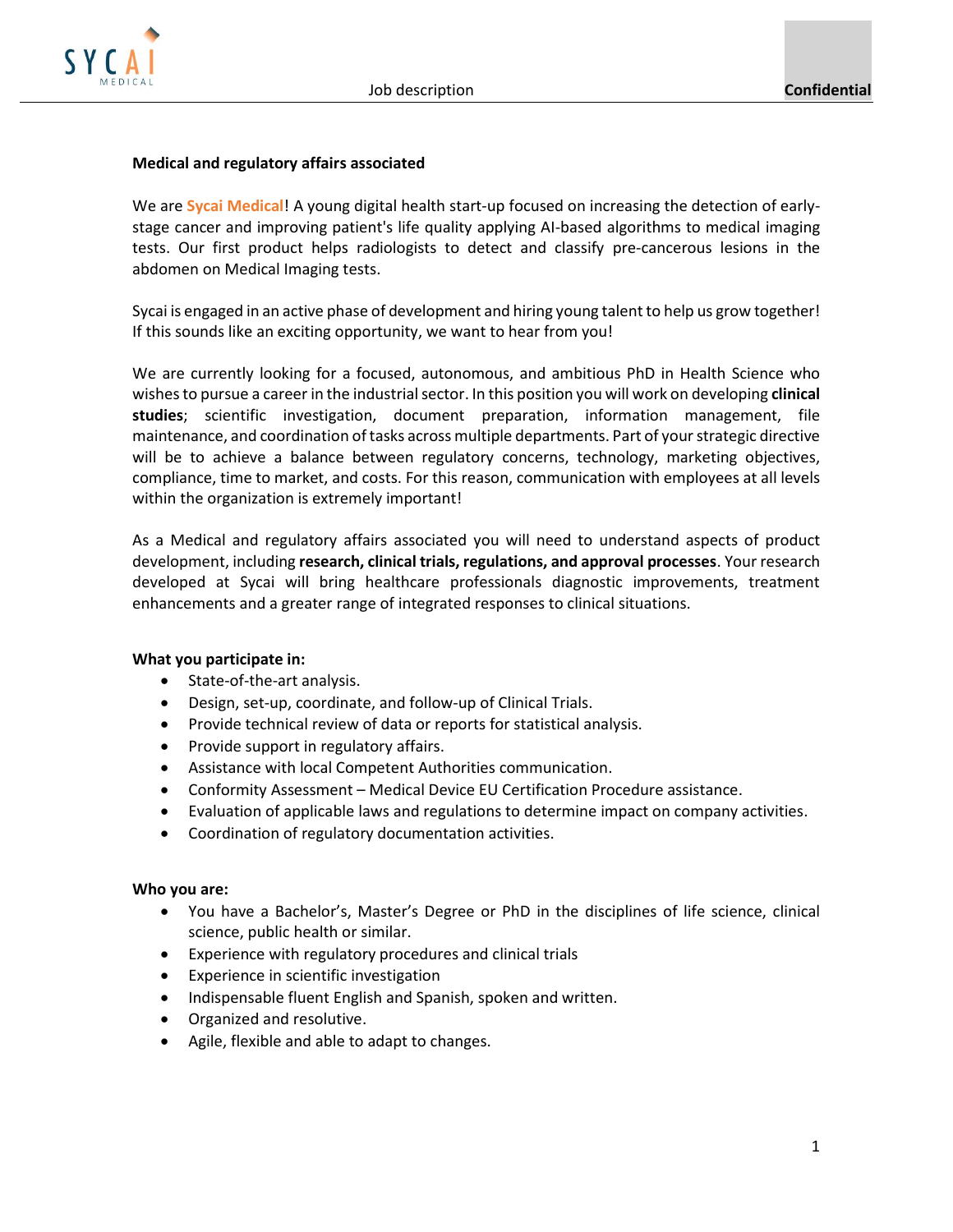**Medical and regulatory affairs associated**

We are **Sycai Medical**! A young digital health start-up focused on increasing the detection of early-stage cancer and improving patient's life quality applying AI-based algorithms to medical imaging tests. Our first product helps radiologists to detect and classify pre-cancerous lesions in the abdomen on Medical Imaging tests.

Sycai is engaged in an active phase of development and hiring young talent to help us grow together! If this sounds like an exciting opportunity, we want to hear from you!

We are currently looking for a focused, autonomous, and ambitious PhD in Health Science who wishes to pursue a career in the industrial sector. In this position you will work on developing **clinical studies**; scientific investigation, document preparation, information management, file maintenance, and coordination of tasks across multiple departments. Part of your strategic directive will be to achieve a balance between regulatory concerns, technology, marketing objectives, compliance, time to market, and costs. For this reason, communication with employees at all levels within the organization is extremely important!

As a Medical and regulatory affairs associated you will need to understand aspects of product development, including **research, clinical trials, regulations, and approval processes**. Your research developed at Sycai will bring healthcare professionals diagnostic improvements, treatment enhancements and a greater range of integrated responses to clinical situations.

**What you participate in:**

- State-of-the-art analysis.
- Design, set-up, coordinate, and follow-up of Clinical Trials.
- Provide technical review of data or reports for statistical analysis.
- Provide support in regulatory affairs.
- Assistance with local Competent Authorities communication.
- Conformity Assessment – Medical Device EU Certification Procedure assistance.
- Evaluation of applicable laws and regulations to determine impact on company activities.
- Coordination of regulatory documentation activities.

**Who you are:**

- You have a Bachelor's, Master's Degree or PhD in the disciplines of life science, clinical science, public health or similar.
- Experience with regulatory procedures and clinical trials
- Experience in scientific investigation
- Indispensable fluent English and Spanish, spoken and written.
- Organized and resolutive.
- Agile, flexible and able to adapt to changes.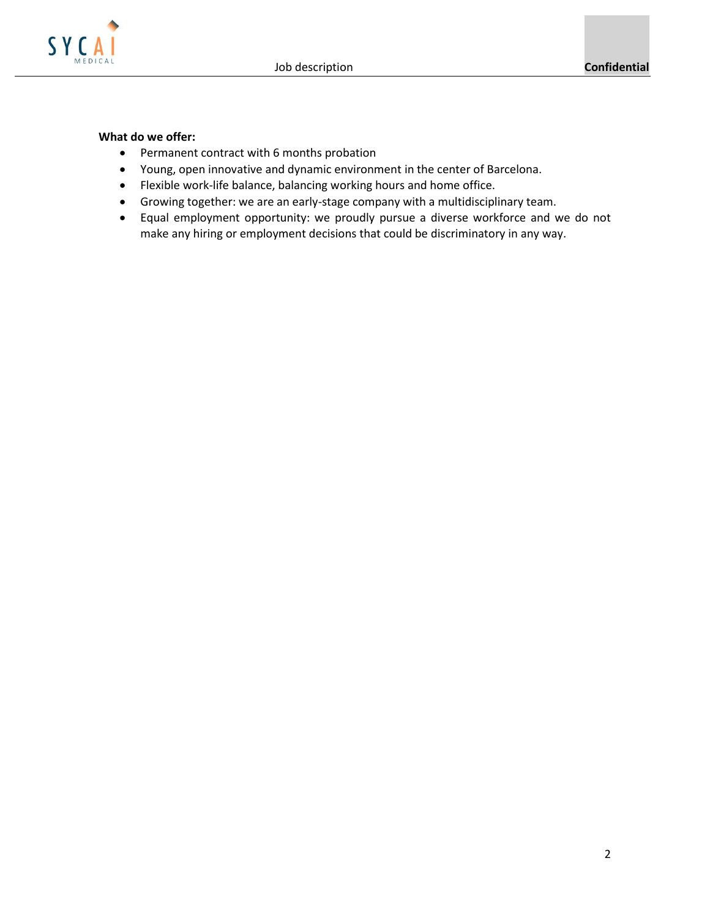**What do we offer:**

- Permanent contract with 6 months probation
- Young, open innovative and dynamic environment in the center of Barcelona.
- Flexible work-life balance, balancing working hours and home office.
- Growing together: we are an early-stage company with a multidisciplinary team.
- Equal employment opportunity: we proudly pursue a diverse workforce and we do not make any hiring or employment decisions that could be discriminatory in any way.